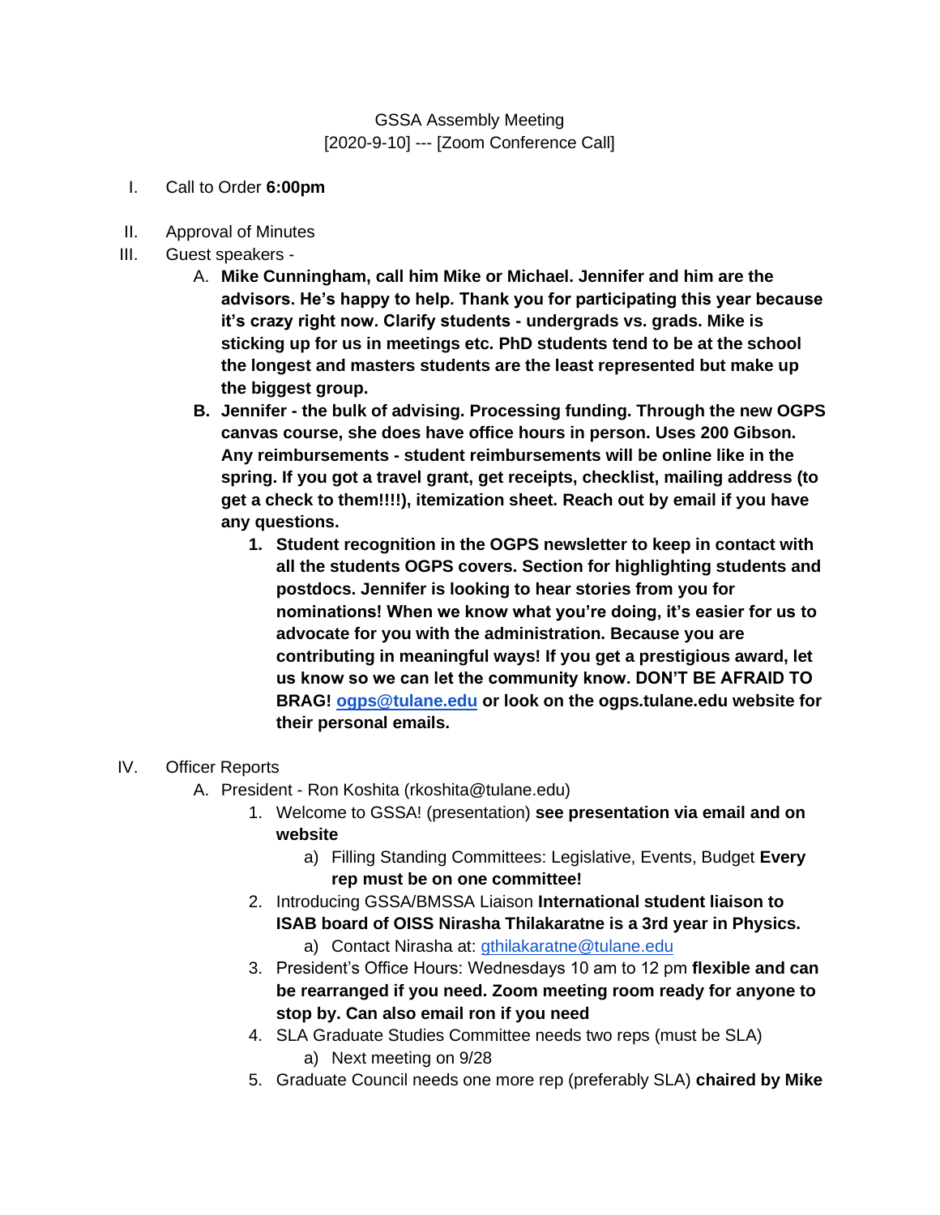GSSA Assembly Meeting
[2020-9-10] --- [Zoom Conference Call]

I. Call to Order **6:00pm**

II. Approval of Minutes

III. Guest speakers -
   A. **Mike Cunningham, call him Mike or Michael. Jennifer and him are the advisors. He's happy to help. Thank you for participating this year because it's crazy right now. Clarify students - undergrads vs. grads. Mike is sticking up for us in meetings etc. PhD students tend to be at the school the longest and masters students are the least represented but make up the biggest group.**
   B. **Jennifer - the bulk of advising. Processing funding. Through the new OGPS canvas course, she does have office hours in person. Uses 200 Gibson. Any reimbursements - student reimbursements will be online like in the spring. If you got a travel grant, get receipts, checklist, mailing address (to get a check to them!!!!), itemization sheet. Reach out by email if you have any questions.**
      1. **Student recognition in the OGPS newsletter to keep in contact with all the students OGPS covers. Section for highlighting students and postdocs. Jennifer is looking to hear stories from you for nominations! When we know what you're doing, it's easier for us to advocate for you with the administration. Because you are contributing in meaningful ways! If you get a prestigious award, let us know so we can let the community know. DON'T BE AFRAID TO BRAG! ogps@tulane.edu or look on the ogps.tulane.edu website for their personal emails.**

IV. Officer Reports
   A. President - Ron Koshita (rkoshita@tulane.edu)
      1. Welcome to GSSA! (presentation) **see presentation via email and on website**
         a) Filling Standing Committees: Legislative, Events, Budget **Every rep must be on one committee!**
      2. Introducing GSSA/BMSSA Liaison **International student liaison to ISAB board of OISS Nirasha Thilakaratne is a 3rd year in Physics.**
         a) Contact Nirasha at: gthilakaratne@tulane.edu
      3. President's Office Hours: Wednesdays 10 am to 12 pm **flexible and can be rearranged if you need. Zoom meeting room ready for anyone to stop by. Can also email ron if you need**
      4. SLA Graduate Studies Committee needs two reps (must be SLA)
         a) Next meeting on 9/28
      5. Graduate Council needs one more rep (preferably SLA) **chaired by Mike**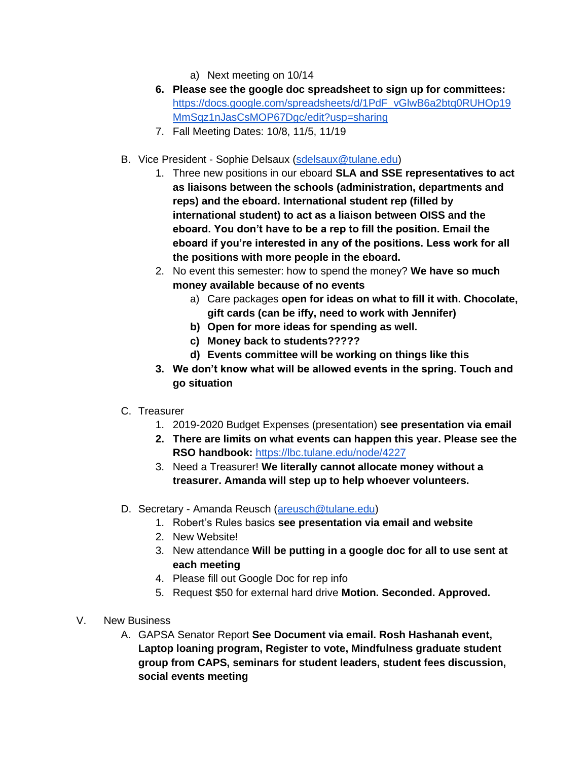a) Next meeting on 10/14

6. **Please see the google doc spreadsheet to sign up for committees:** https://docs.google.com/spreadsheets/d/1PdF_vGlwB6a2btq0RUHOp19MmSqz1nJasCsMOP67Dgc/edit?usp=sharing
7. Fall Meeting Dates: 10/8, 11/5, 11/19

B. Vice President - Sophie Delsaux (sdelsaux@tulane.edu)

1. Three new positions in our eboard **SLA and SSE representatives to act as liaisons between the schools (administration, departments and reps) and the eboard. International student rep (filled by international student) to act as a liaison between OISS and the eboard. You don't have to be a rep to fill the position. Email the eboard if you're interested in any of the positions. Less work for all the positions with more people in the eboard.**
2. No event this semester: how to spend the money? **We have so much money available because of no events**
   a) Care packages **open for ideas on what to fill it with. Chocolate, gift cards (can be iffy, need to work with Jennifer)**
   **b) Open for more ideas for spending as well.**
   **c) Money back to students?????**
   **d) Events committee will be working on things like this**
3. **We don't know what will be allowed events in the spring. Touch and go situation**

C. Treasurer

1. 2019-2020 Budget Expenses (presentation) **see presentation via email**
2. **There are limits on what events can happen this year. Please see the RSO handbook:** https://lbc.tulane.edu/node/4227
3. Need a Treasurer! **We literally cannot allocate money without a treasurer. Amanda will step up to help whoever volunteers.**

D. Secretary - Amanda Reusch (areusch@tulane.edu)

1. Robert's Rules basics **see presentation via email and website**
2. New Website!
3. New attendance **Will be putting in a google doc for all to use sent at each meeting**
4. Please fill out Google Doc for rep info
5. Request $50 for external hard drive **Motion. Seconded. Approved.**

V. New Business

A. GAPSA Senator Report **See Document via email. Rosh Hashanah event, Laptop loaning program, Register to vote, Mindfulness graduate student group from CAPS, seminars for student leaders, student fees discussion, social events meeting**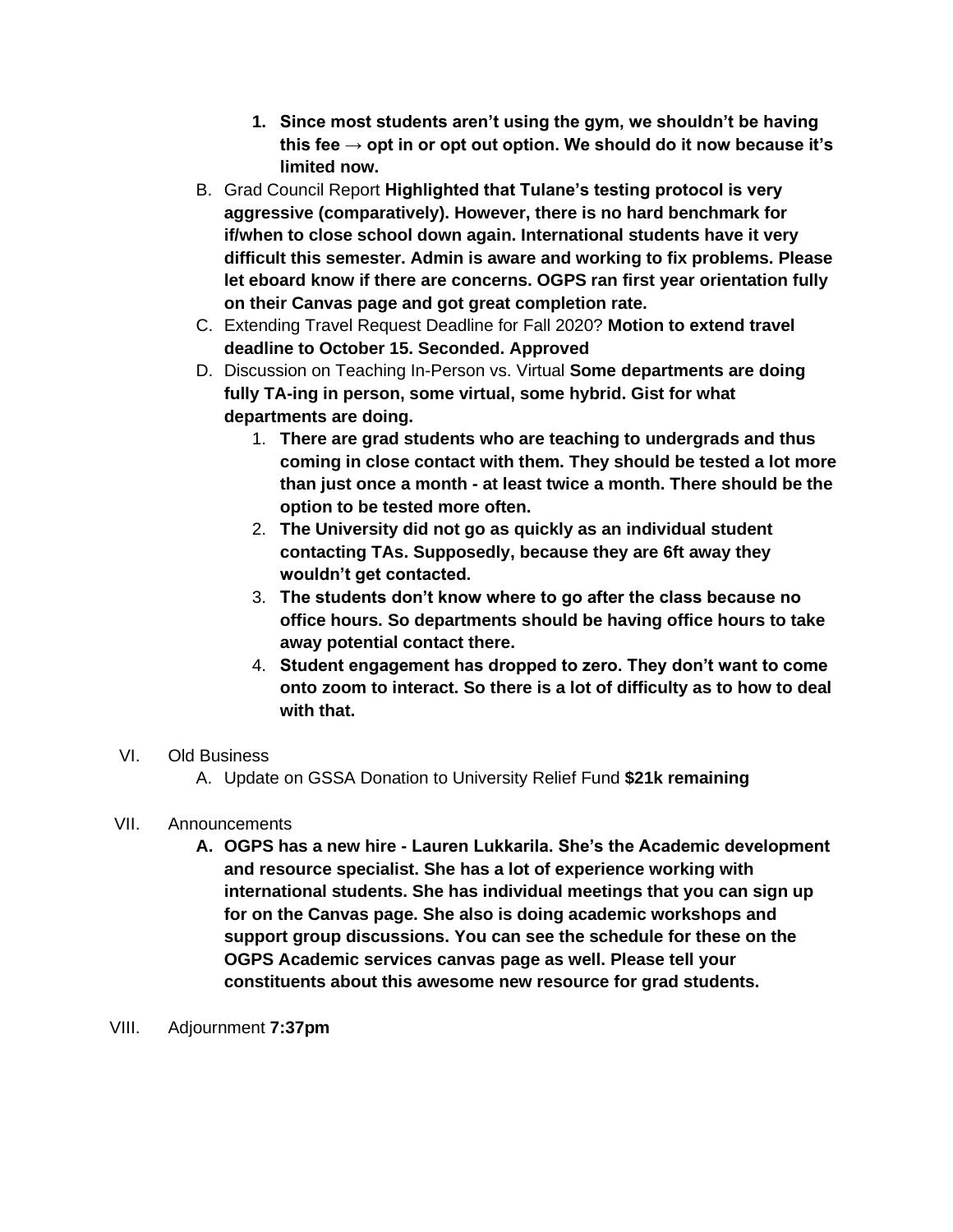1. **Since most students aren't using the gym, we shouldn't be having this fee → opt in or opt out option. We should do it now because it's limited now.**

B. Grad Council Report **Highlighted that Tulane's testing protocol is very aggressive (comparatively). However, there is no hard benchmark for if/when to close school down again. International students have it very difficult this semester. Admin is aware and working to fix problems. Please let eboard know if there are concerns. OGPS ran first year orientation fully on their Canvas page and got great completion rate.**

C. Extending Travel Request Deadline for Fall 2020? **Motion to extend travel deadline to October 15. Seconded. Approved**

D. Discussion on Teaching In-Person vs. Virtual **Some departments are doing fully TA-ing in person, some virtual, some hybrid. Gist for what departments are doing.**

1. **There are grad students who are teaching to undergrads and thus coming in close contact with them. They should be tested a lot more than just once a month - at least twice a month. There should be the option to be tested more often.**
2. **The University did not go as quickly as an individual student contacting TAs. Supposedly, because they are 6ft away they wouldn't get contacted.**
3. **The students don't know where to go after the class because no office hours. So departments should be having office hours to take away potential contact there.**
4. **Student engagement has dropped to zero. They don't want to come onto zoom to interact. So there is a lot of difficulty as to how to deal with that.**

VI. Old Business

A. Update on GSSA Donation to University Relief Fund **$21k remaining**

VII. Announcements

**A. OGPS has a new hire - Lauren Lukkarila. She's the Academic development and resource specialist. She has a lot of experience working with international students. She has individual meetings that you can sign up for on the Canvas page. She also is doing academic workshops and support group discussions. You can see the schedule for these on the OGPS Academic services canvas page as well. Please tell your constituents about this awesome new resource for grad students.**

VIII. Adjournment **7:37pm**